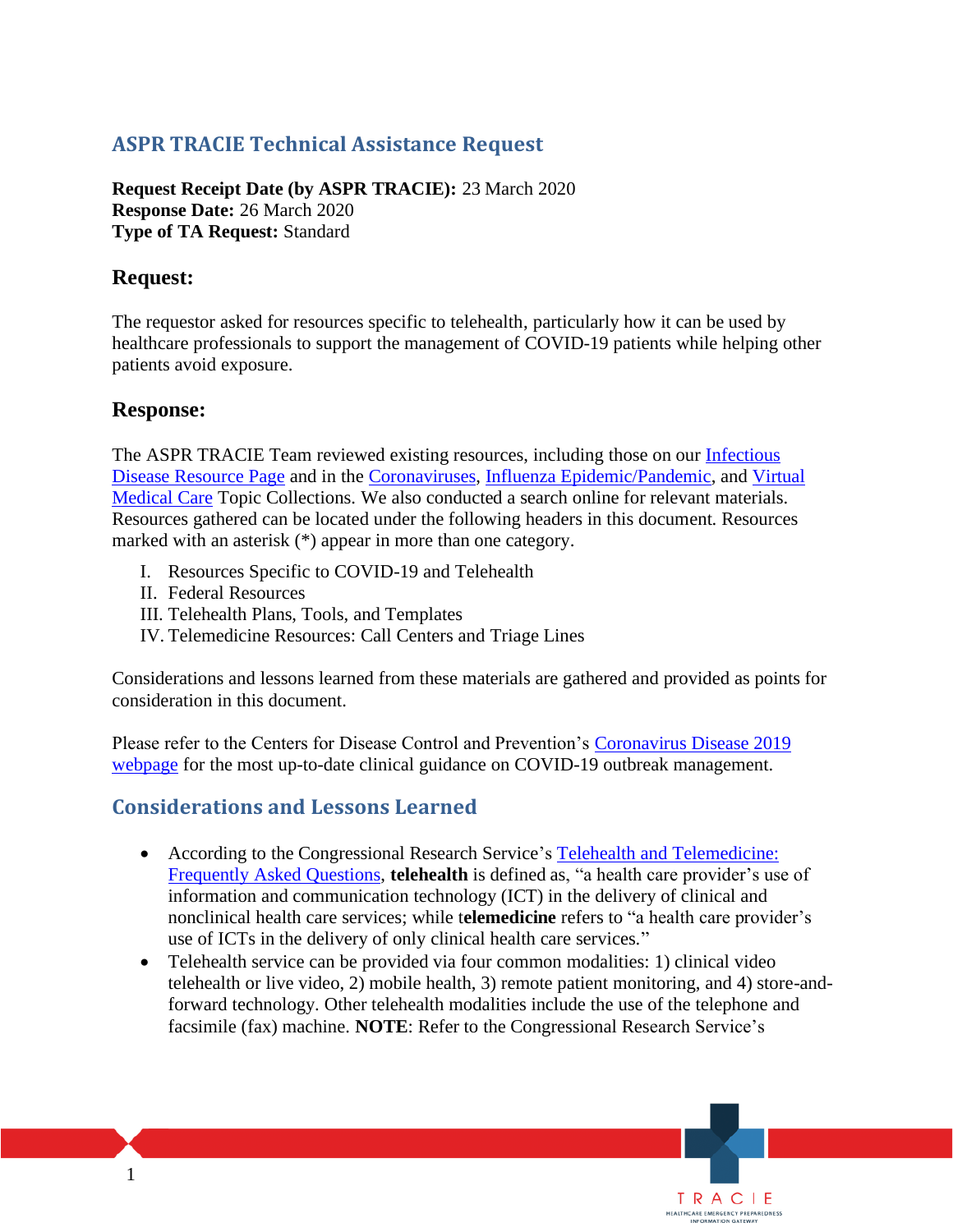## ASPR TRACIE Technical Assistance Request

**Request Receipt Date (by ASPR TRACIE):** 23 March 2020
**Response Date:** 26 March 2020
**Type of TA Request:** Standard

### Request:

The requestor asked for resources specific to telehealth, particularly how it can be used by healthcare professionals to support the management of COVID-19 patients while helping other patients avoid exposure.

### Response:

The ASPR TRACIE Team reviewed existing resources, including those on our Infectious Disease Resource Page and in the Coronaviruses, Influenza Epidemic/Pandemic, and Virtual Medical Care Topic Collections. We also conducted a search online for relevant materials. Resources gathered can be located under the following headers in this document. Resources marked with an asterisk (*) appear in more than one category.

I. Resources Specific to COVID-19 and Telehealth
II. Federal Resources
III. Telehealth Plans, Tools, and Templates
IV. Telemedicine Resources: Call Centers and Triage Lines

Considerations and lessons learned from these materials are gathered and provided as points for consideration in this document.

Please refer to the Centers for Disease Control and Prevention's Coronavirus Disease 2019 webpage for the most up-to-date clinical guidance on COVID-19 outbreak management.

## Considerations and Lessons Learned

- According to the Congressional Research Service's Telehealth and Telemedicine: Frequently Asked Questions, **telehealth** is defined as, "a health care provider's use of information and communication technology (ICT) in the delivery of clinical and nonclinical health care services; while t**elemedicine** refers to "a health care provider's use of ICTs in the delivery of only clinical health care services."
- Telehealth service can be provided via four common modalities: 1) clinical video telehealth or live video, 2) mobile health, 3) remote patient monitoring, and 4) store-and-forward technology. Other telehealth modalities include the use of the telephone and facsimile (fax) machine. **NOTE**: Refer to the Congressional Research Service's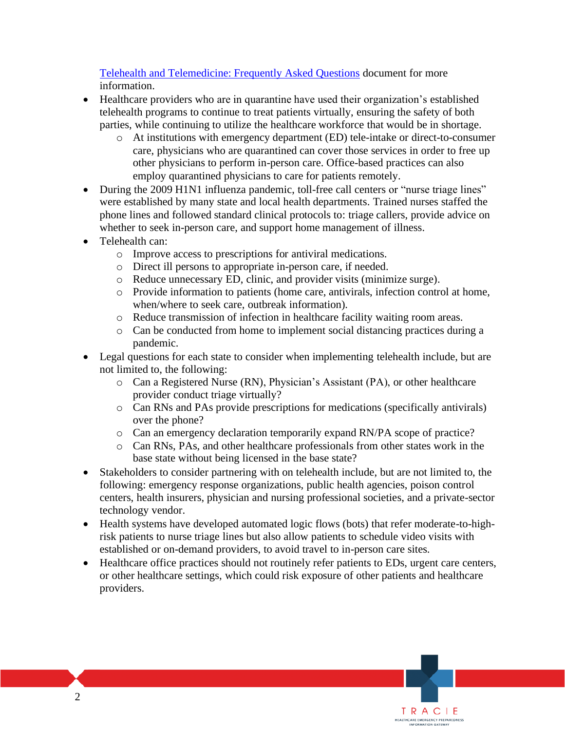[Telehealth and Telemedicine: Frequently Asked Questions] document for more information.

- Healthcare providers who are in quarantine have used their organization's established telehealth programs to continue to treat patients virtually, ensuring the safety of both parties, while continuing to utilize the healthcare workforce that would be in shortage.
  - At institutions with emergency department (ED) tele-intake or direct-to-consumer care, physicians who are quarantined can cover those services in order to free up other physicians to perform in-person care. Office-based practices can also employ quarantined physicians to care for patients remotely.
- During the 2009 H1N1 influenza pandemic, toll-free call centers or "nurse triage lines" were established by many state and local health departments. Trained nurses staffed the phone lines and followed standard clinical protocols to: triage callers, provide advice on whether to seek in-person care, and support home management of illness.
- Telehealth can:
  - Improve access to prescriptions for antiviral medications.
  - Direct ill persons to appropriate in-person care, if needed.
  - Reduce unnecessary ED, clinic, and provider visits (minimize surge).
  - Provide information to patients (home care, antivirals, infection control at home, when/where to seek care, outbreak information).
  - Reduce transmission of infection in healthcare facility waiting room areas.
  - Can be conducted from home to implement social distancing practices during a pandemic.
- Legal questions for each state to consider when implementing telehealth include, but are not limited to, the following:
  - Can a Registered Nurse (RN), Physician's Assistant (PA), or other healthcare provider conduct triage virtually?
  - Can RNs and PAs provide prescriptions for medications (specifically antivirals) over the phone?
  - Can an emergency declaration temporarily expand RN/PA scope of practice?
  - Can RNs, PAs, and other healthcare professionals from other states work in the base state without being licensed in the base state?
- Stakeholders to consider partnering with on telehealth include, but are not limited to, the following: emergency response organizations, public health agencies, poison control centers, health insurers, physician and nursing professional societies, and a private-sector technology vendor.
- Health systems have developed automated logic flows (bots) that refer moderate-to-high-risk patients to nurse triage lines but also allow patients to schedule video visits with established or on-demand providers, to avoid travel to in-person care sites.
- Healthcare office practices should not routinely refer patients to EDs, urgent care centers, or other healthcare settings, which could risk exposure of other patients and healthcare providers.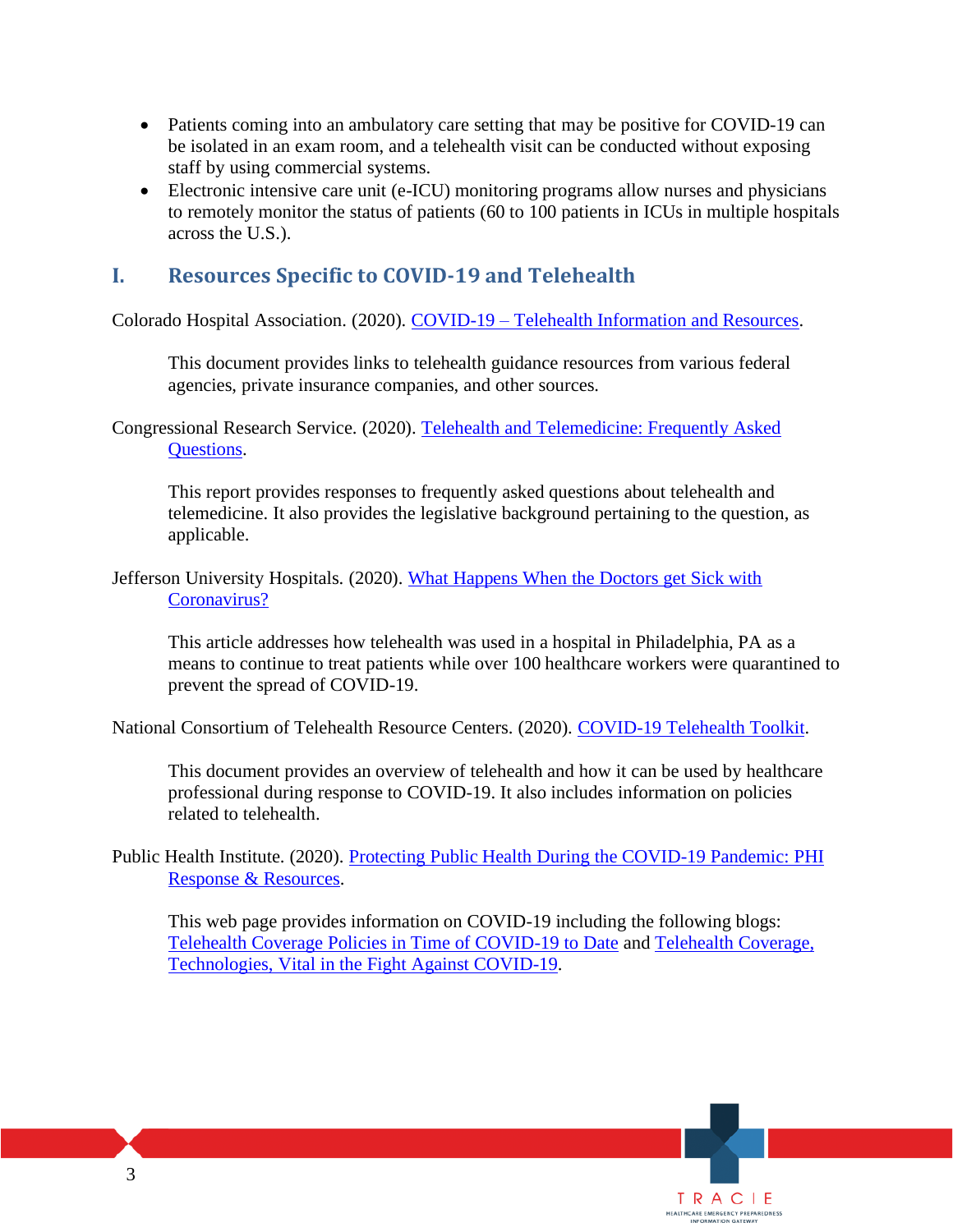- Patients coming into an ambulatory care setting that may be positive for COVID-19 can be isolated in an exam room, and a telehealth visit can be conducted without exposing staff by using commercial systems.
- Electronic intensive care unit (e-ICU) monitoring programs allow nurses and physicians to remotely monitor the status of patients (60 to 100 patients in ICUs in multiple hospitals across the U.S.).

## I. Resources Specific to COVID-19 and Telehealth

Colorado Hospital Association. (2020). COVID-19 – Telehealth Information and Resources.

> This document provides links to telehealth guidance resources from various federal agencies, private insurance companies, and other sources.

Congressional Research Service. (2020). Telehealth and Telemedicine: Frequently Asked Questions.

> This report provides responses to frequently asked questions about telehealth and telemedicine. It also provides the legislative background pertaining to the question, as applicable.

Jefferson University Hospitals. (2020). What Happens When the Doctors get Sick with Coronavirus?

> This article addresses how telehealth was used in a hospital in Philadelphia, PA as a means to continue to treat patients while over 100 healthcare workers were quarantined to prevent the spread of COVID-19.

National Consortium of Telehealth Resource Centers. (2020). COVID-19 Telehealth Toolkit.

> This document provides an overview of telehealth and how it can be used by healthcare professional during response to COVID-19. It also includes information on policies related to telehealth.

Public Health Institute. (2020). Protecting Public Health During the COVID-19 Pandemic: PHI Response & Resources.

> This web page provides information on COVID-19 including the following blogs: Telehealth Coverage Policies in Time of COVID-19 to Date and Telehealth Coverage, Technologies, Vital in the Fight Against COVID-19.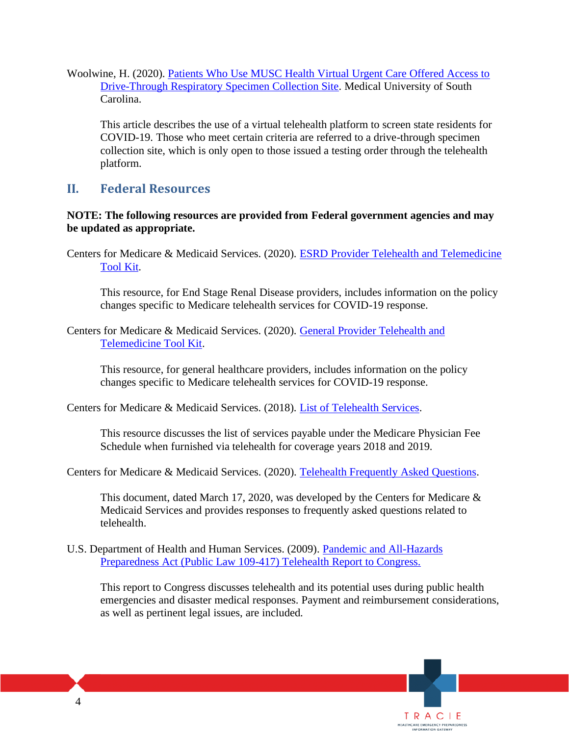Woolwine, H. (2020). Patients Who Use MUSC Health Virtual Urgent Care Offered Access to Drive-Through Respiratory Specimen Collection Site. Medical University of South Carolina.

> This article describes the use of a virtual telehealth platform to screen state residents for COVID-19. Those who meet certain criteria are referred to a drive-through specimen collection site, which is only open to those issued a testing order through the telehealth platform.

## II. Federal Resources

**NOTE: The following resources are provided from Federal government agencies and may be updated as appropriate.**

Centers for Medicare & Medicaid Services. (2020). ESRD Provider Telehealth and Telemedicine Tool Kit.

> This resource, for End Stage Renal Disease providers, includes information on the policy changes specific to Medicare telehealth services for COVID-19 response.

Centers for Medicare & Medicaid Services. (2020). General Provider Telehealth and Telemedicine Tool Kit.

> This resource, for general healthcare providers, includes information on the policy changes specific to Medicare telehealth services for COVID-19 response.

Centers for Medicare & Medicaid Services. (2018). List of Telehealth Services.

> This resource discusses the list of services payable under the Medicare Physician Fee Schedule when furnished via telehealth for coverage years 2018 and 2019.

Centers for Medicare & Medicaid Services. (2020). Telehealth Frequently Asked Questions.

> This document, dated March 17, 2020, was developed by the Centers for Medicare & Medicaid Services and provides responses to frequently asked questions related to telehealth.

U.S. Department of Health and Human Services. (2009). Pandemic and All-Hazards Preparedness Act (Public Law 109-417) Telehealth Report to Congress.

> This report to Congress discusses telehealth and its potential uses during public health emergencies and disaster medical responses. Payment and reimbursement considerations, as well as pertinent legal issues, are included.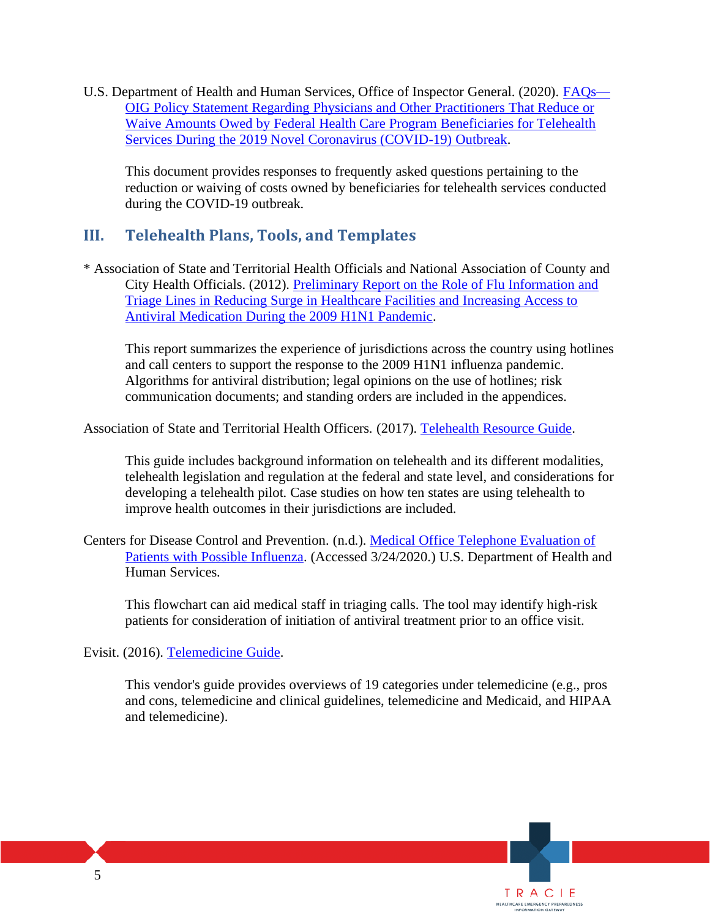U.S. Department of Health and Human Services, Office of Inspector General. (2020). [FAQs—OIG Policy Statement Regarding Physicians and Other Practitioners That Reduce or Waive Amounts Owed by Federal Health Care Program Beneficiaries for Telehealth Services During the 2019 Novel Coronavirus (COVID-19) Outbreak]().

This document provides responses to frequently asked questions pertaining to the reduction or waiving of costs owned by beneficiaries for telehealth services conducted during the COVID-19 outbreak.

## III. Telehealth Plans, Tools, and Templates

* Association of State and Territorial Health Officials and National Association of County and City Health Officials. (2012). [Preliminary Report on the Role of Flu Information and Triage Lines in Reducing Surge in Healthcare Facilities and Increasing Access to Antiviral Medication During the 2009 H1N1 Pandemic]().

This report summarizes the experience of jurisdictions across the country using hotlines and call centers to support the response to the 2009 H1N1 influenza pandemic. Algorithms for antiviral distribution; legal opinions on the use of hotlines; risk communication documents; and standing orders are included in the appendices.

Association of State and Territorial Health Officers. (2017). [Telehealth Resource Guide]().

This guide includes background information on telehealth and its different modalities, telehealth legislation and regulation at the federal and state level, and considerations for developing a telehealth pilot. Case studies on how ten states are using telehealth to improve health outcomes in their jurisdictions are included.

Centers for Disease Control and Prevention. (n.d.). [Medical Office Telephone Evaluation of Patients with Possible Influenza](). (Accessed 3/24/2020.) U.S. Department of Health and Human Services.

This flowchart can aid medical staff in triaging calls. The tool may identify high-risk patients for consideration of initiation of antiviral treatment prior to an office visit.

Evisit. (2016). [Telemedicine Guide]().

This vendor's guide provides overviews of 19 categories under telemedicine (e.g., pros and cons, telemedicine and clinical guidelines, telemedicine and Medicaid, and HIPAA and telemedicine).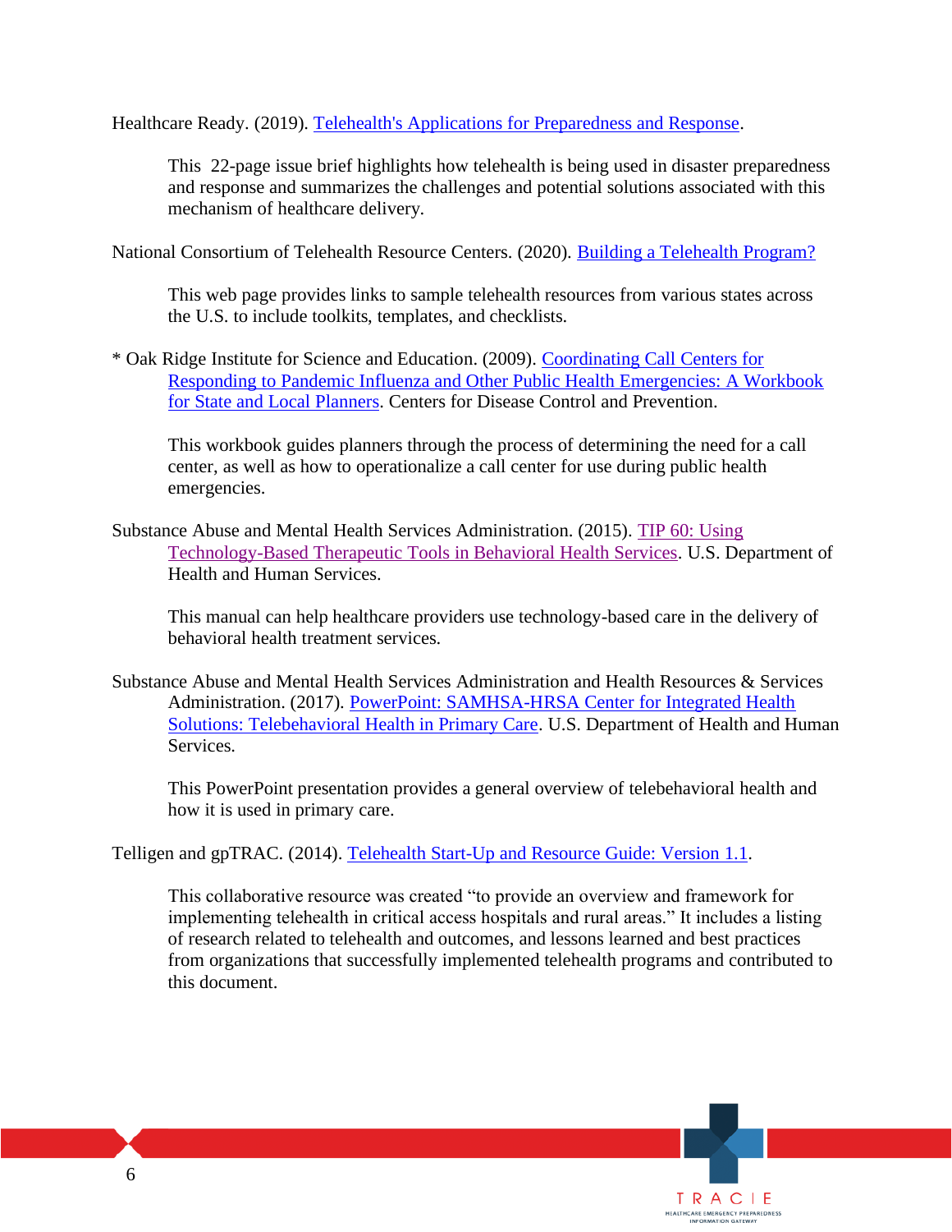Healthcare Ready. (2019). Telehealth's Applications for Preparedness and Response.

> This 22-page issue brief highlights how telehealth is being used in disaster preparedness and response and summarizes the challenges and potential solutions associated with this mechanism of healthcare delivery.

National Consortium of Telehealth Resource Centers. (2020). Building a Telehealth Program?

> This web page provides links to sample telehealth resources from various states across the U.S. to include toolkits, templates, and checklists.

* Oak Ridge Institute for Science and Education. (2009). Coordinating Call Centers for Responding to Pandemic Influenza and Other Public Health Emergencies: A Workbook for State and Local Planners. Centers for Disease Control and Prevention.

> This workbook guides planners through the process of determining the need for a call center, as well as how to operationalize a call center for use during public health emergencies.

Substance Abuse and Mental Health Services Administration. (2015). TIP 60: Using Technology-Based Therapeutic Tools in Behavioral Health Services. U.S. Department of Health and Human Services.

> This manual can help healthcare providers use technology-based care in the delivery of behavioral health treatment services.

Substance Abuse and Mental Health Services Administration and Health Resources & Services Administration. (2017). PowerPoint: SAMHSA-HRSA Center for Integrated Health Solutions: Telebehavioral Health in Primary Care. U.S. Department of Health and Human Services.

> This PowerPoint presentation provides a general overview of telebehavioral health and how it is used in primary care.

Telligen and gpTRAC. (2014). Telehealth Start-Up and Resource Guide: Version 1.1.

> This collaborative resource was created "to provide an overview and framework for implementing telehealth in critical access hospitals and rural areas." It includes a listing of research related to telehealth and outcomes, and lessons learned and best practices from organizations that successfully implemented telehealth programs and contributed to this document.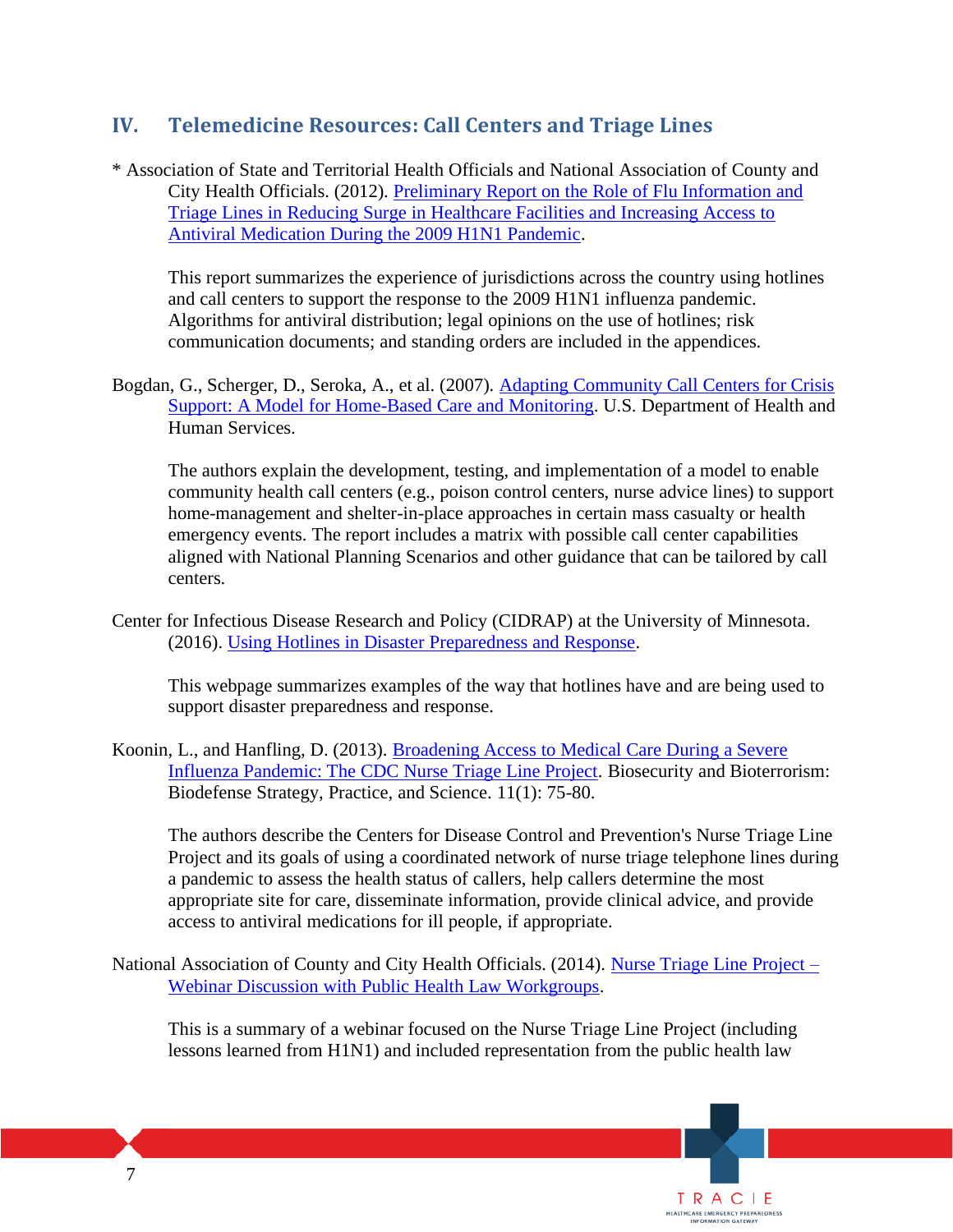## IV. Telemedicine Resources: Call Centers and Triage Lines

* Association of State and Territorial Health Officials and National Association of County and City Health Officials. (2012). Preliminary Report on the Role of Flu Information and Triage Lines in Reducing Surge in Healthcare Facilities and Increasing Access to Antiviral Medication During the 2009 H1N1 Pandemic.

This report summarizes the experience of jurisdictions across the country using hotlines and call centers to support the response to the 2009 H1N1 influenza pandemic. Algorithms for antiviral distribution; legal opinions on the use of hotlines; risk communication documents; and standing orders are included in the appendices.

Bogdan, G., Scherger, D., Seroka, A., et al. (2007). Adapting Community Call Centers for Crisis Support: A Model for Home-Based Care and Monitoring. U.S. Department of Health and Human Services.

The authors explain the development, testing, and implementation of a model to enable community health call centers (e.g., poison control centers, nurse advice lines) to support home-management and shelter-in-place approaches in certain mass casualty or health emergency events. The report includes a matrix with possible call center capabilities aligned with National Planning Scenarios and other guidance that can be tailored by call centers.

Center for Infectious Disease Research and Policy (CIDRAP) at the University of Minnesota. (2016). Using Hotlines in Disaster Preparedness and Response.

This webpage summarizes examples of the way that hotlines have and are being used to support disaster preparedness and response.

Koonin, L., and Hanfling, D. (2013). Broadening Access to Medical Care During a Severe Influenza Pandemic: The CDC Nurse Triage Line Project. Biosecurity and Bioterrorism: Biodefense Strategy, Practice, and Science. 11(1): 75-80.

The authors describe the Centers for Disease Control and Prevention's Nurse Triage Line Project and its goals of using a coordinated network of nurse triage telephone lines during a pandemic to assess the health status of callers, help callers determine the most appropriate site for care, disseminate information, provide clinical advice, and provide access to antiviral medications for ill people, if appropriate.

National Association of County and City Health Officials. (2014). Nurse Triage Line Project – Webinar Discussion with Public Health Law Workgroups.

This is a summary of a webinar focused on the Nurse Triage Line Project (including lessons learned from H1N1) and included representation from the public health law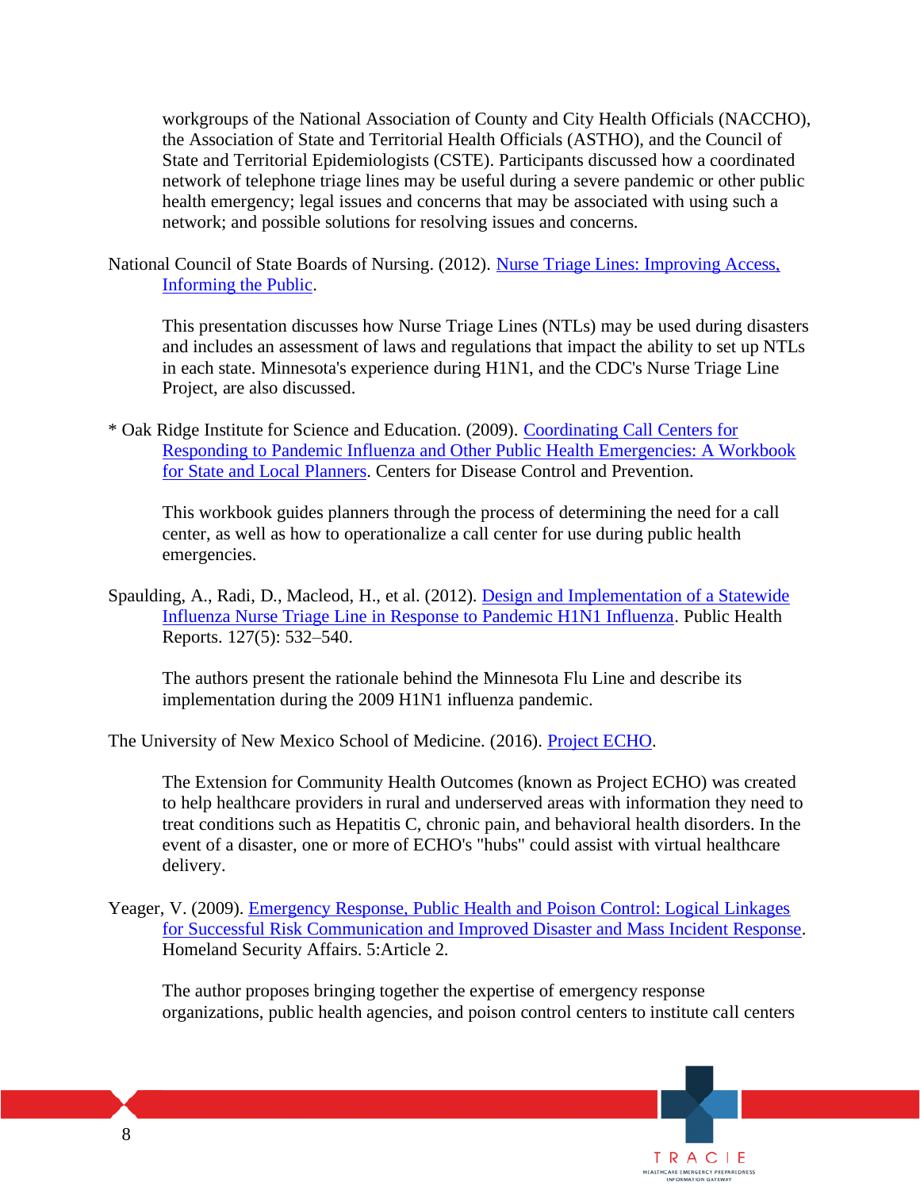workgroups of the National Association of County and City Health Officials (NACCHO), the Association of State and Territorial Health Officials (ASTHO), and the Council of State and Territorial Epidemiologists (CSTE). Participants discussed how a coordinated network of telephone triage lines may be useful during a severe pandemic or other public health emergency; legal issues and concerns that may be associated with using such a network; and possible solutions for resolving issues and concerns.

National Council of State Boards of Nursing. (2012). Nurse Triage Lines: Improving Access, Informing the Public.

This presentation discusses how Nurse Triage Lines (NTLs) may be used during disasters and includes an assessment of laws and regulations that impact the ability to set up NTLs in each state. Minnesota's experience during H1N1, and the CDC's Nurse Triage Line Project, are also discussed.

* Oak Ridge Institute for Science and Education. (2009). Coordinating Call Centers for Responding to Pandemic Influenza and Other Public Health Emergencies: A Workbook for State and Local Planners. Centers for Disease Control and Prevention.

This workbook guides planners through the process of determining the need for a call center, as well as how to operationalize a call center for use during public health emergencies.

Spaulding, A., Radi, D., Macleod, H., et al. (2012). Design and Implementation of a Statewide Influenza Nurse Triage Line in Response to Pandemic H1N1 Influenza. Public Health Reports. 127(5): 532–540.

The authors present the rationale behind the Minnesota Flu Line and describe its implementation during the 2009 H1N1 influenza pandemic.

The University of New Mexico School of Medicine. (2016). Project ECHO.

The Extension for Community Health Outcomes (known as Project ECHO) was created to help healthcare providers in rural and underserved areas with information they need to treat conditions such as Hepatitis C, chronic pain, and behavioral health disorders. In the event of a disaster, one or more of ECHO's "hubs" could assist with virtual healthcare delivery.

Yeager, V. (2009). Emergency Response, Public Health and Poison Control: Logical Linkages for Successful Risk Communication and Improved Disaster and Mass Incident Response. Homeland Security Affairs. 5:Article 2.

The author proposes bringing together the expertise of emergency response organizations, public health agencies, and poison control centers to institute call centers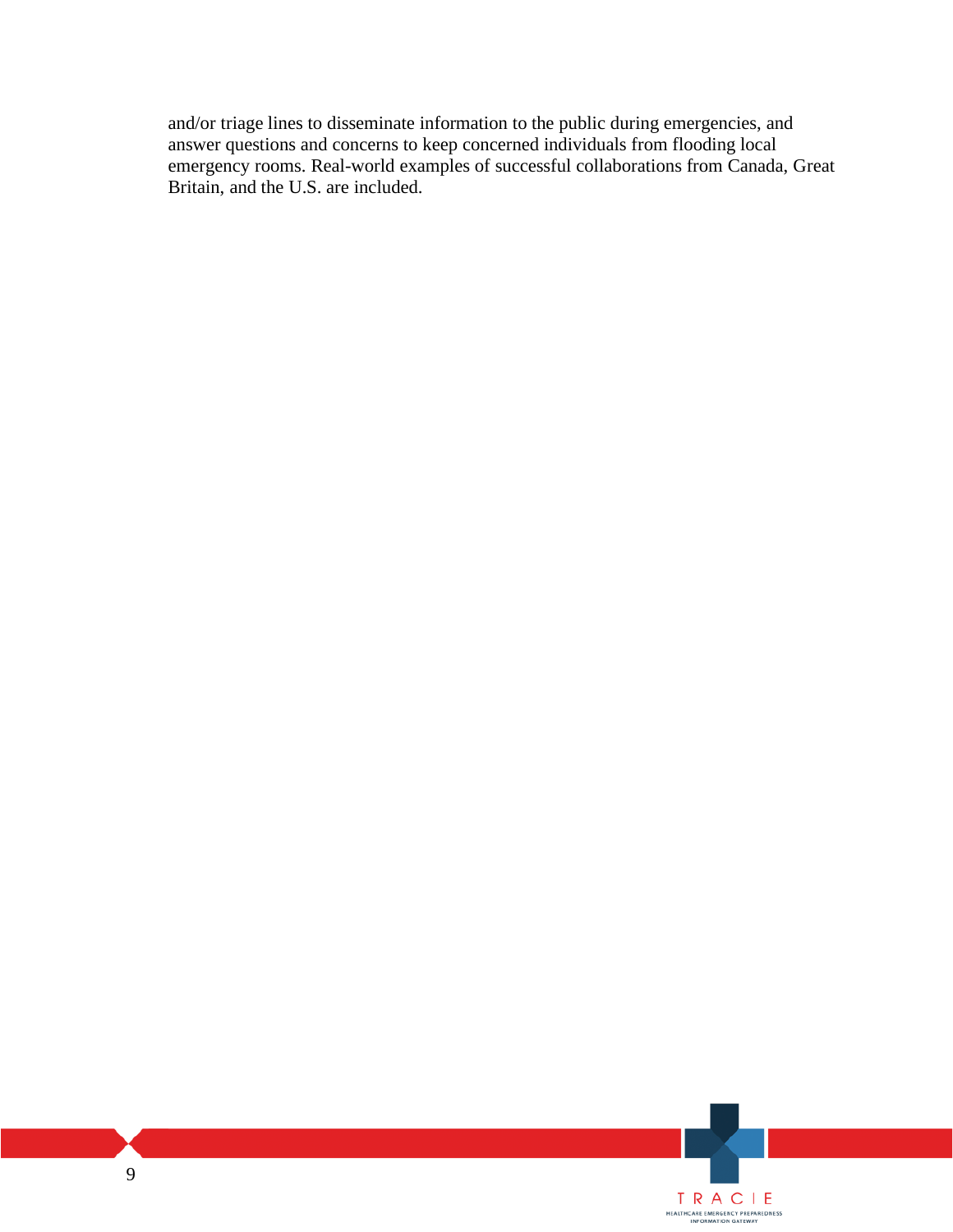and/or triage lines to disseminate information to the public during emergencies, and answer questions and concerns to keep concerned individuals from flooding local emergency rooms. Real-world examples of successful collaborations from Canada, Great Britain, and the U.S. are included.